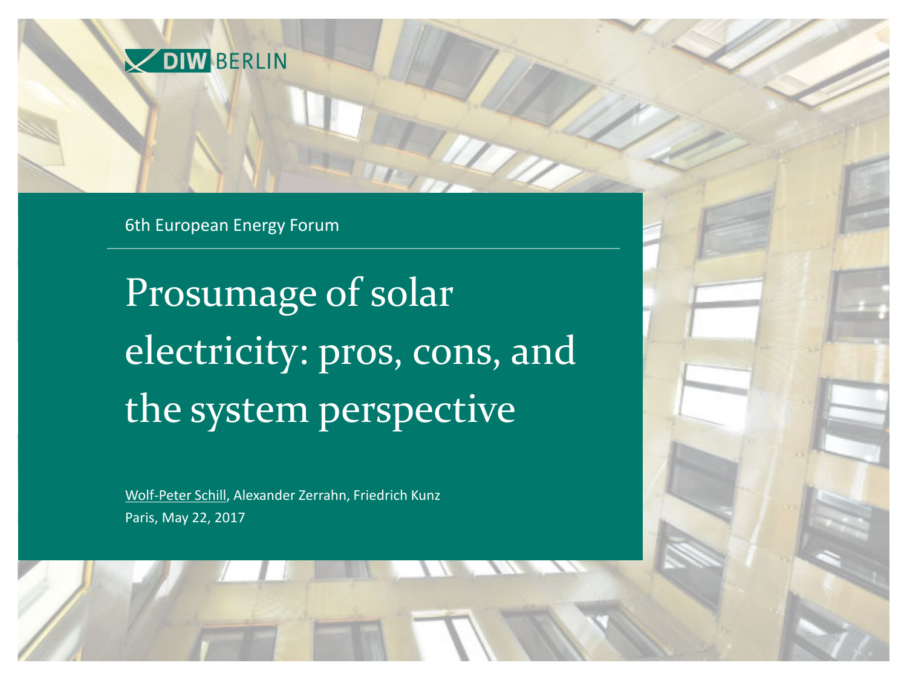DIW BERLIN

6th European Energy Forum

# Prosumage of solar electricity: pros, cons, and the system perspective

Wolf-Peter Schill, Alexander Zerrahn, Friedrich Kunz

Paris, May 22, 2017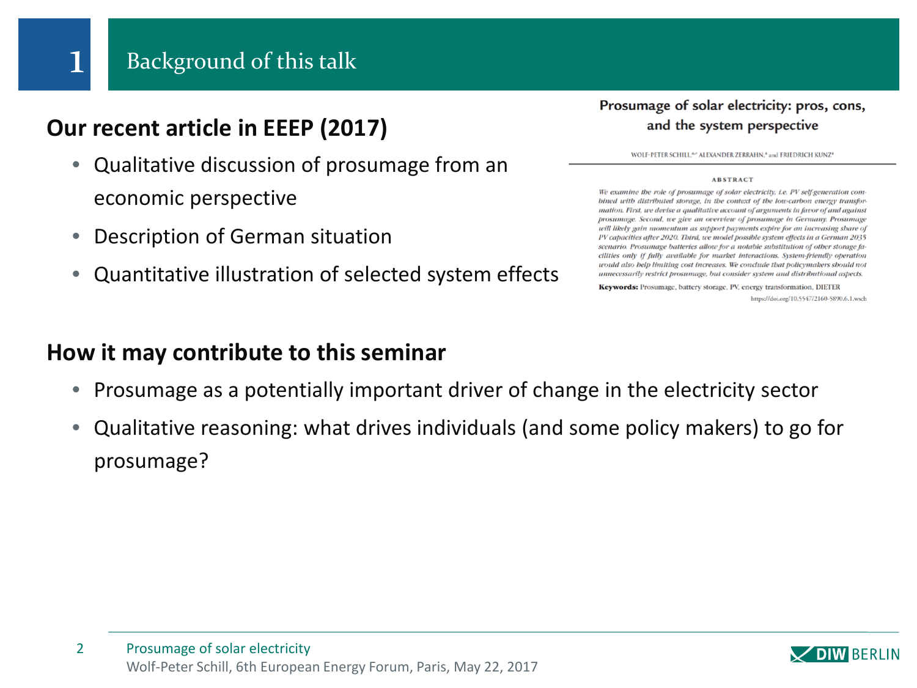# 1 Background of this talk

**Our recent article in EEEP (2017)**

- Qualitative discussion of prosumage from an economic perspective
- Description of German situation
- Quantitative illustration of selected system effects

**Prosumage of solar electricity: pros, cons, and the system perspective**

WOLF-PETER SCHILL,[a,*] ALEXANDER ZERRAHN,[a] and FRIEDRICH KUNZ[a]

ABSTRACT

*We examine the role of prosumage of solar electricity, i.e. PV self-generation combined with distributed storage, in the context of the low-carbon energy transformation. First, we devise a qualitative account of arguments in favor of and against prosumage. Second, we give an overview of prosumage in Germany. Prosumage will likely gain momentum as support payments expire for an increasing share of PV capacities after 2020. Third, we model possible system effects in a German 2035 scenario. Prosumage batteries allow for a notable substitution of other storage facilities only if fully available for market interactions. System-friendly operation would also help limiting cost increases. We conclude that policymakers should not unnecessarily restrict prosumage, but consider system and distributional aspects.*

**Keywords:** Prosumage, battery storage, PV, energy transformation, DIETER

https://doi.org/10.5547/2160-5890.6.1.wsch

**How it may contribute to this seminar**

- Prosumage as a potentially important driver of change in the electricity sector
- Qualitative reasoning: what drives individuals (and some policy makers) to go for prosumage?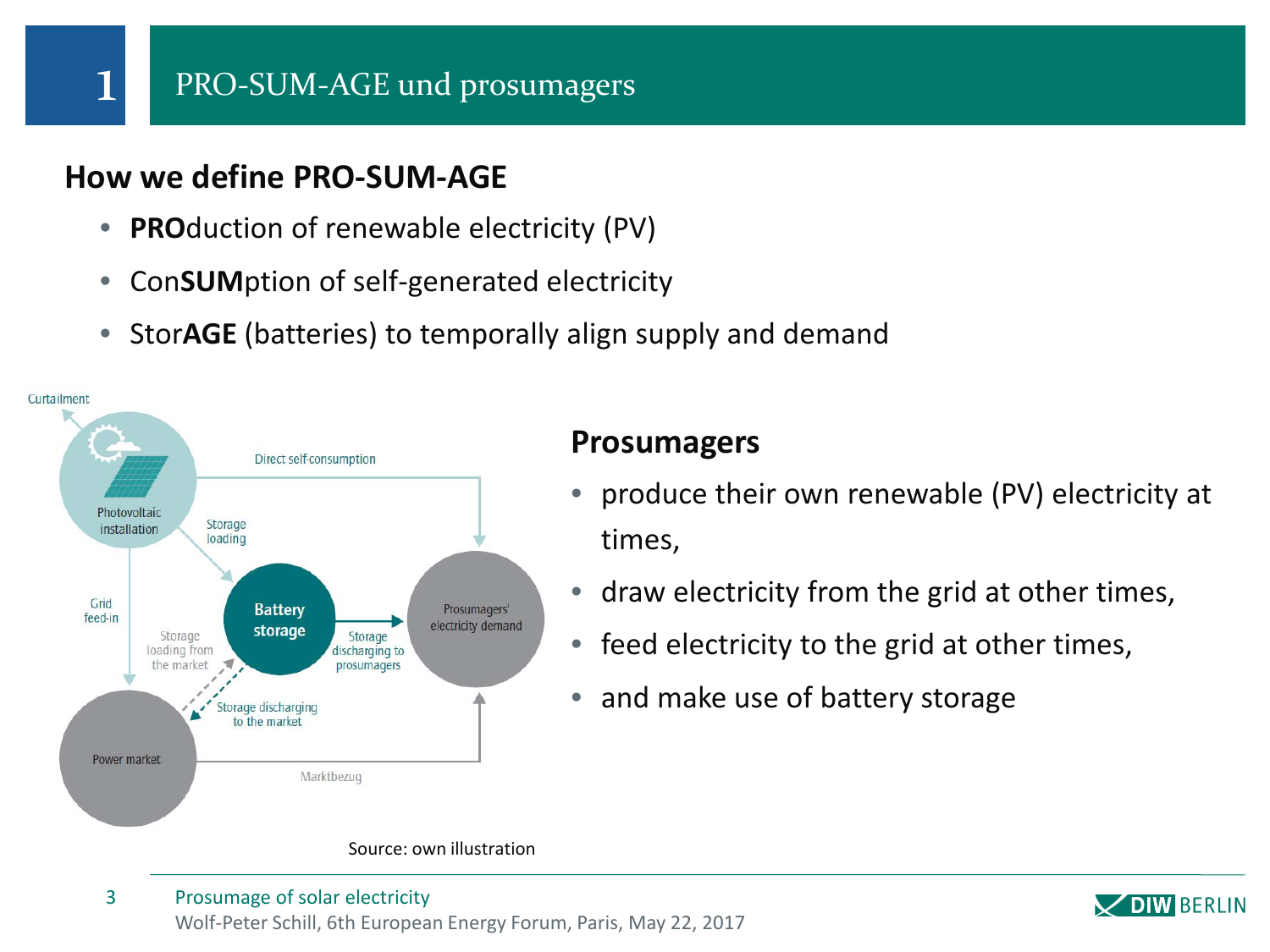# 1 PRO-SUM-AGE und prosumagers

## How we define PRO-SUM-AGE

- **PRO**duction of renewable electricity (PV)
- Con**SUM**ption of self-generated electricity
- Stor**AGE** (batteries) to temporally align supply and demand

Curtailment

Photovoltaic installation

Direct self-consumption

Storage loading

Grid feed-in

Battery storage

Storage loading from the market

Storage discharging to prosumagers

Prosumagers' electricity demand

Storage discharging to the market

Power market

Marktbezug

Source: own illustration

## Prosumagers

- produce their own renewable (PV) electricity at times,
- draw electricity from the grid at other times,
- feed electricity to the grid at other times,
- and make use of battery storage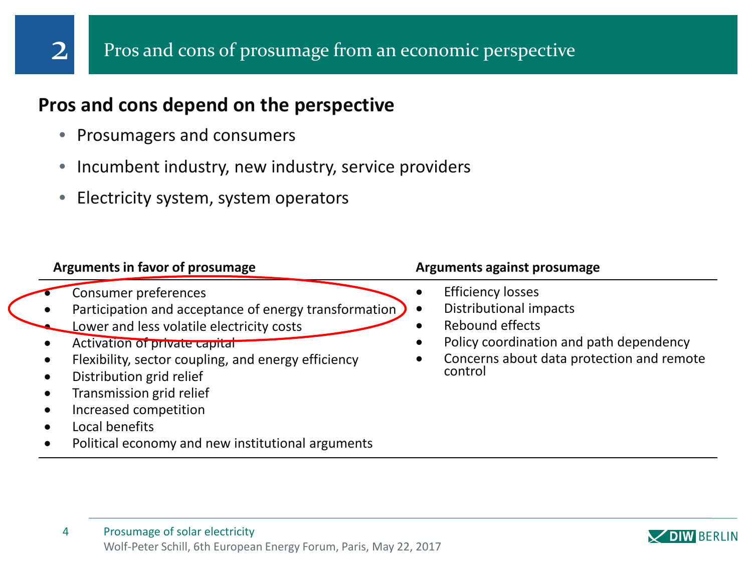## 2 Pros and cons of prosumage from an economic perspective

### Pros and cons depend on the perspective

- Prosumagers and consumers
- Incumbent industry, new industry, service providers
- Electricity system, system operators

| Arguments in favor of prosumage | Arguments against prosumage |
| --- | --- |
| • Consumer preferences<br>• Participation and acceptance of energy transformation<br>• Lower and less volatile electricity costs<br>• Activation of private capital<br>• Flexibility, sector coupling, and energy efficiency<br>• Distribution grid relief<br>• Transmission grid relief<br>• Increased competition<br>• Local benefits<br>• Political economy and new institutional arguments | • Efficiency losses<br>• Distributional impacts<br>• Rebound effects<br>• Policy coordination and path dependency<br>• Concerns about data protection and remote control |

Prosumage of solar electricity
Wolf-Peter Schill, 6th European Energy Forum, Paris, May 22, 2017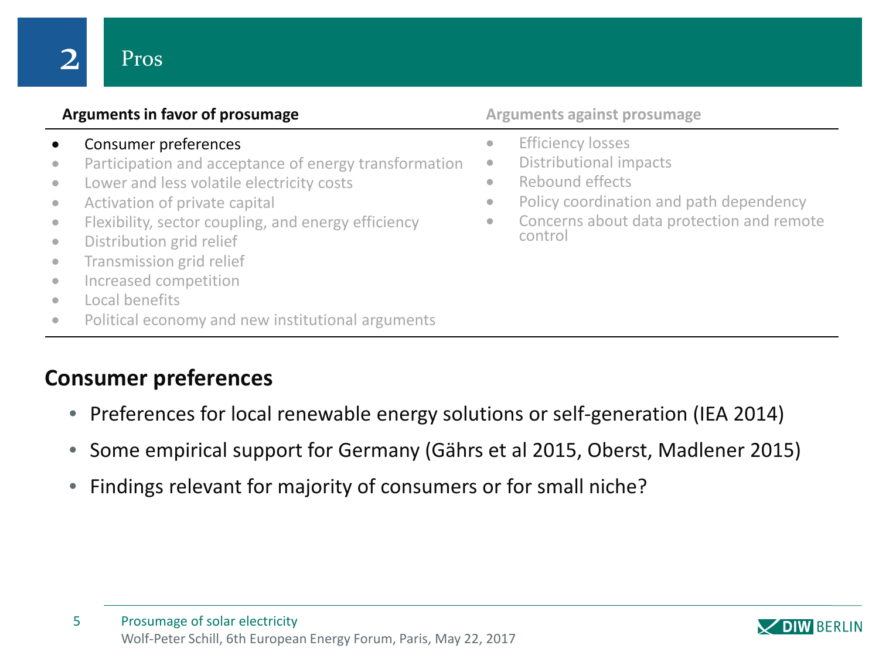# 2 Pros

| Arguments in favor of prosumage | Arguments against prosumage |
| --- | --- |
| • Consumer preferences | • Efficiency losses |
| • Participation and acceptance of energy transformation | • Distributional impacts |
| • Lower and less volatile electricity costs | • Rebound effects |
| • Activation of private capital | • Policy coordination and path dependency |
| • Flexibility, sector coupling, and energy efficiency | • Concerns about data protection and remote control |
| • Distribution grid relief | |
| • Transmission grid relief | |
| • Increased competition | |
| • Local benefits | |
| • Political economy and new institutional arguments | |

## Consumer preferences

- Preferences for local renewable energy solutions or self-generation (IEA 2014)
- Some empirical support for Germany (Gährs et al 2015, Oberst, Madlener 2015)
- Findings relevant for majority of consumers or for small niche?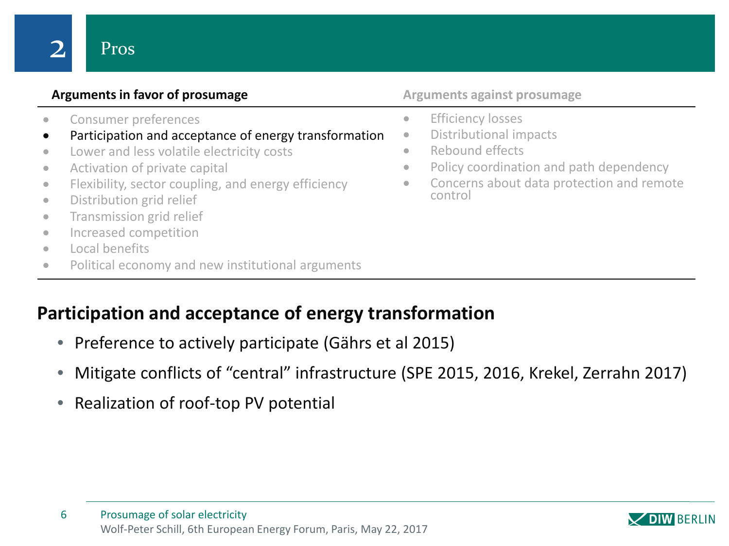# 2 Pros

| Arguments in favor of prosumage | Arguments against prosumage |
|---|---|
| • Consumer preferences | • Efficiency losses |
| • Participation and acceptance of energy transformation | • Distributional impacts |
| • Lower and less volatile electricity costs | • Rebound effects |
| • Activation of private capital | • Policy coordination and path dependency |
| • Flexibility, sector coupling, and energy efficiency | • Concerns about data protection and remote control |
| • Distribution grid relief | |
| • Transmission grid relief | |
| • Increased competition | |
| • Local benefits | |
| • Political economy and new institutional arguments | |

## Participation and acceptance of energy transformation

- Preference to actively participate (Gährs et al 2015)
- Mitigate conflicts of “central” infrastructure (SPE 2015, 2016, Krekel, Zerrahn 2017)
- Realization of roof-top PV potential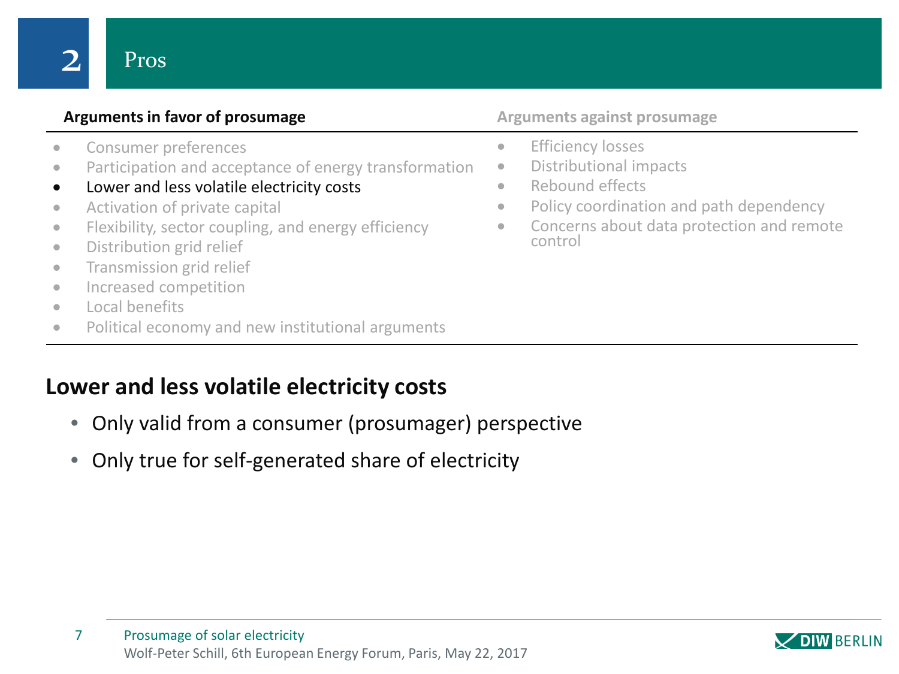# 2 Pros

| Arguments in favor of prosumage | Arguments against prosumage |
| --- | --- |
| • Consumer preferences | • Efficiency losses |
| • Participation and acceptance of energy transformation | • Distributional impacts |
| • Lower and less volatile electricity costs | • Rebound effects |
| • Activation of private capital | • Policy coordination and path dependency |
| • Flexibility, sector coupling, and energy efficiency | • Concerns about data protection and remote control |
| • Distribution grid relief | |
| • Transmission grid relief | |
| • Increased competition | |
| • Local benefits | |
| • Political economy and new institutional arguments | |

## Lower and less volatile electricity costs

- Only valid from a consumer (prosumager) perspective
- Only true for self-generated share of electricity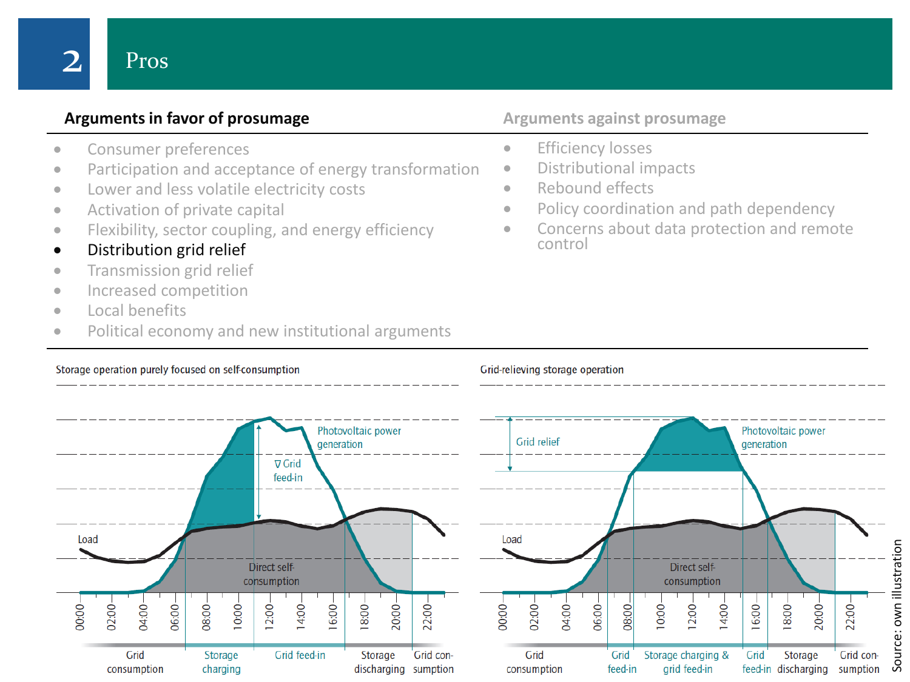# 2 Pros

| Arguments in favor of prosumage | Arguments against prosumage |
|---|---|
| • Consumer preferences | • Efficiency losses |
| • Participation and acceptance of energy transformation | • Distributional impacts |
| • Lower and less volatile electricity costs | • Rebound effects |
| • Activation of private capital | • Policy coordination and path dependency |
| • Flexibility, sector coupling, and energy efficiency | • Concerns about data protection and remote control |
| • **Distribution grid relief** | |
| • Transmission grid relief | |
| • Increased competition | |
| • Local benefits | |
| • Political economy and new institutional arguments | |

Storage operation purely focused on self-consumption

Photovoltaic power generation; ∇ Grid feed-in; Load; Direct self-consumption

00:00, 02:00, 04:00, 06:00, 08:00, 10:00, 12:00, 14:00, 16:00, 18:00, 20:00, 22:00

Grid consumption | Storage charging | Grid feed-in | Storage discharging | Grid consumption

Grid-relieving storage operation

Grid relief; Photovoltaic power generation; Load; Direct self-consumption

00:00, 02:00, 04:00, 06:00, 08:00, 10:00, 12:00, 14:00, 16:00, 18:00, 20:00, 22:00

Grid consumption | Grid feed-in | Storage charging & grid feed-in | Grid feed-in | Storage discharging | Grid consumption

Source: own illustration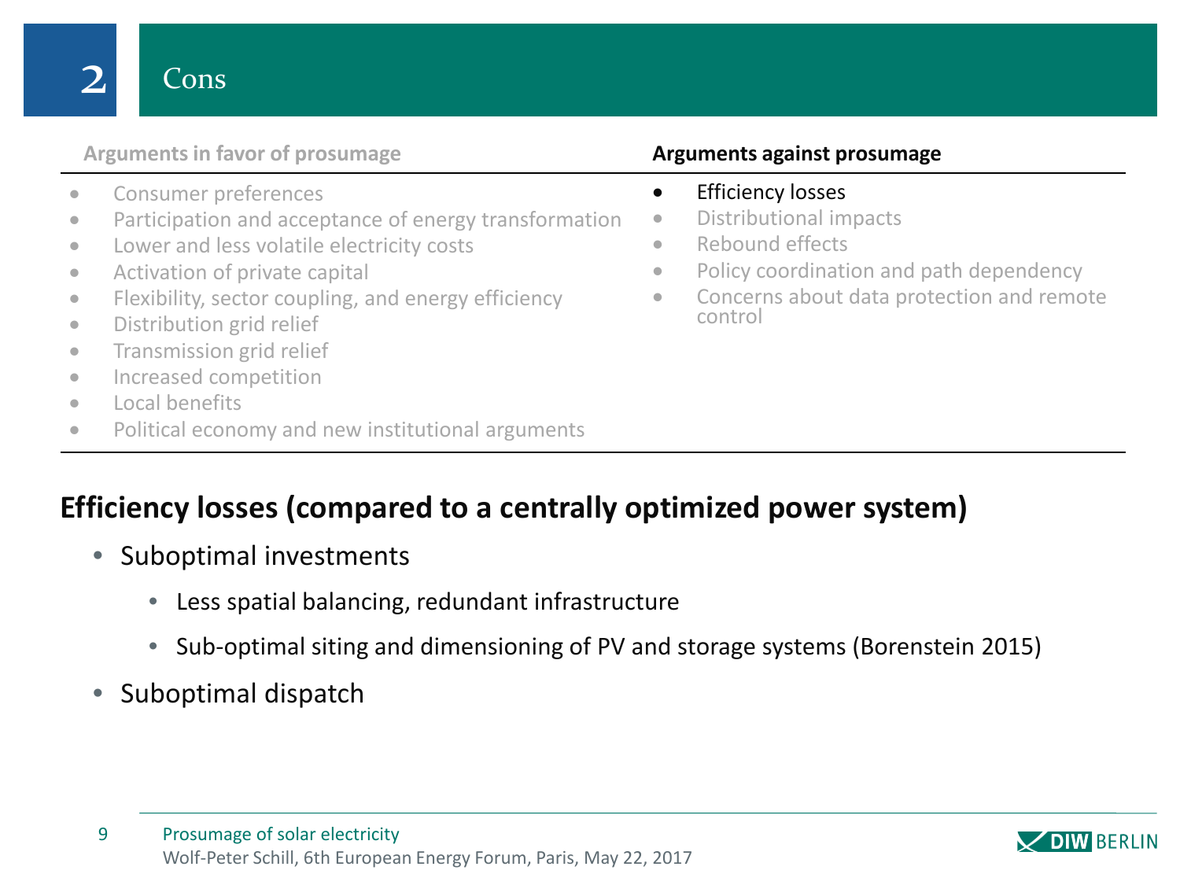# 2 Cons

| Arguments in favor of prosumage | Arguments against prosumage |
|---|---|
| • Consumer preferences | • Efficiency losses |
| • Participation and acceptance of energy transformation | • Distributional impacts |
| • Lower and less volatile electricity costs | • Rebound effects |
| • Activation of private capital | • Policy coordination and path dependency |
| • Flexibility, sector coupling, and energy efficiency | • Concerns about data protection and remote control |
| • Distribution grid relief | |
| • Transmission grid relief | |
| • Increased competition | |
| • Local benefits | |
| • Political economy and new institutional arguments | |

## Efficiency losses (compared to a centrally optimized power system)

- Suboptimal investments
  - Less spatial balancing, redundant infrastructure
  - Sub-optimal siting and dimensioning of PV and storage systems (Borenstein 2015)
- Suboptimal dispatch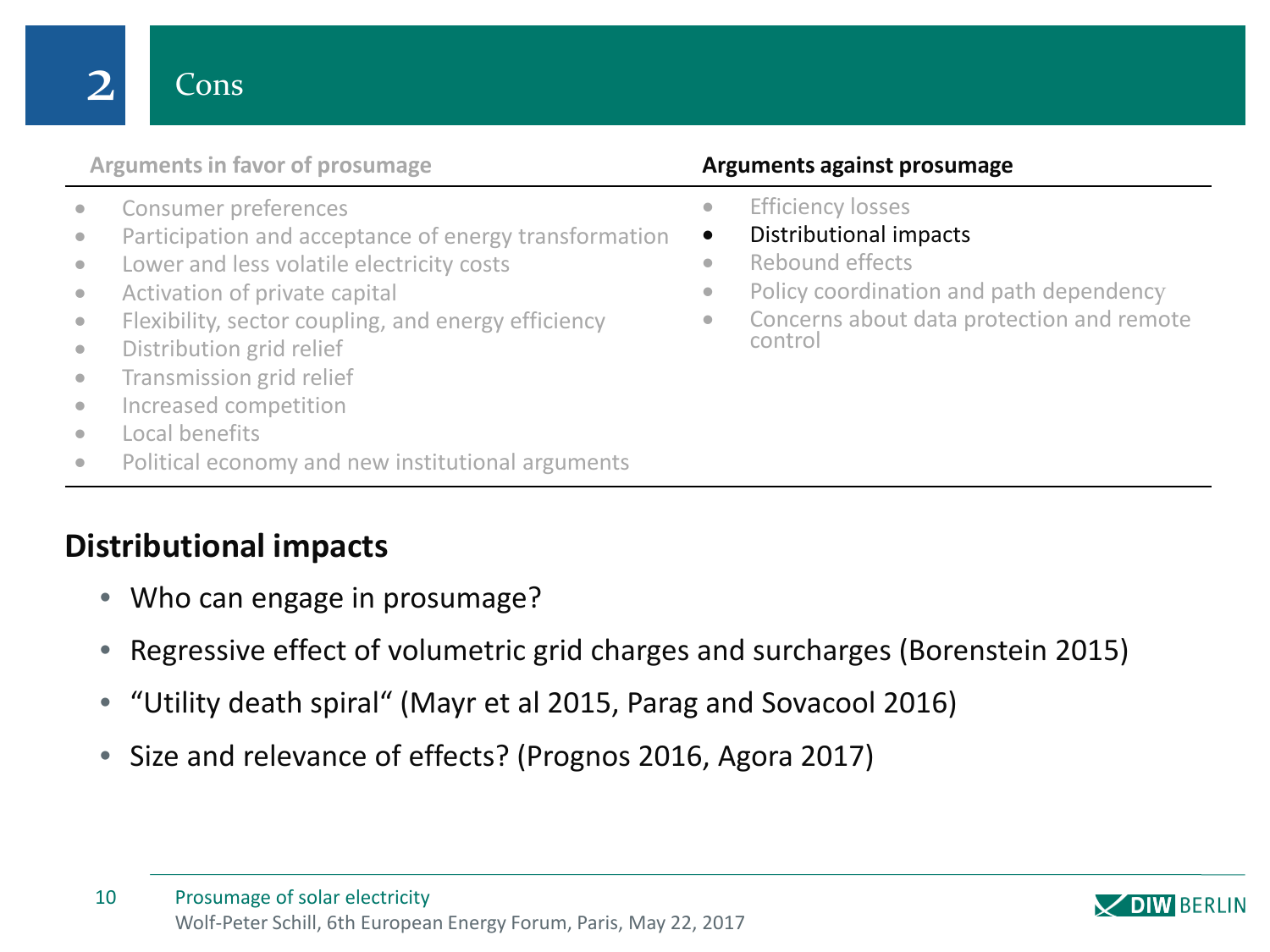# 2 Cons

| Arguments in favor of prosumage | Arguments against prosumage |
|---|---|
| • Consumer preferences | • Efficiency losses |
| • Participation and acceptance of energy transformation | • **Distributional impacts** |
| • Lower and less volatile electricity costs | • Rebound effects |
| • Activation of private capital | • Policy coordination and path dependency |
| • Flexibility, sector coupling, and energy efficiency | • Concerns about data protection and remote control |
| • Distribution grid relief | |
| • Transmission grid relief | |
| • Increased competition | |
| • Local benefits | |
| • Political economy and new institutional arguments | |

## Distributional impacts

- Who can engage in prosumage?
- Regressive effect of volumetric grid charges and surcharges (Borenstein 2015)
- "Utility death spiral" (Mayr et al 2015, Parag and Sovacool 2016)
- Size and relevance of effects? (Prognos 2016, Agora 2017)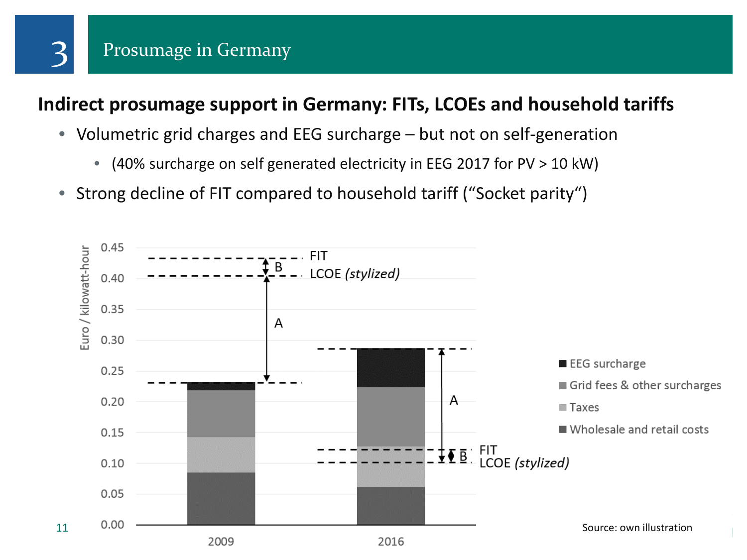# 3 Prosumage in Germany

## Indirect prosumage support in Germany: FITs, LCOEs and household tariffs

- Volumetric grid charges and EEG surcharge – but not on self-generation
  - (40% surcharge on self generated electricity in EEG 2017 for PV > 10 kW)
- Strong decline of FIT compared to household tariff (“Socket parity“)

Source: own illustration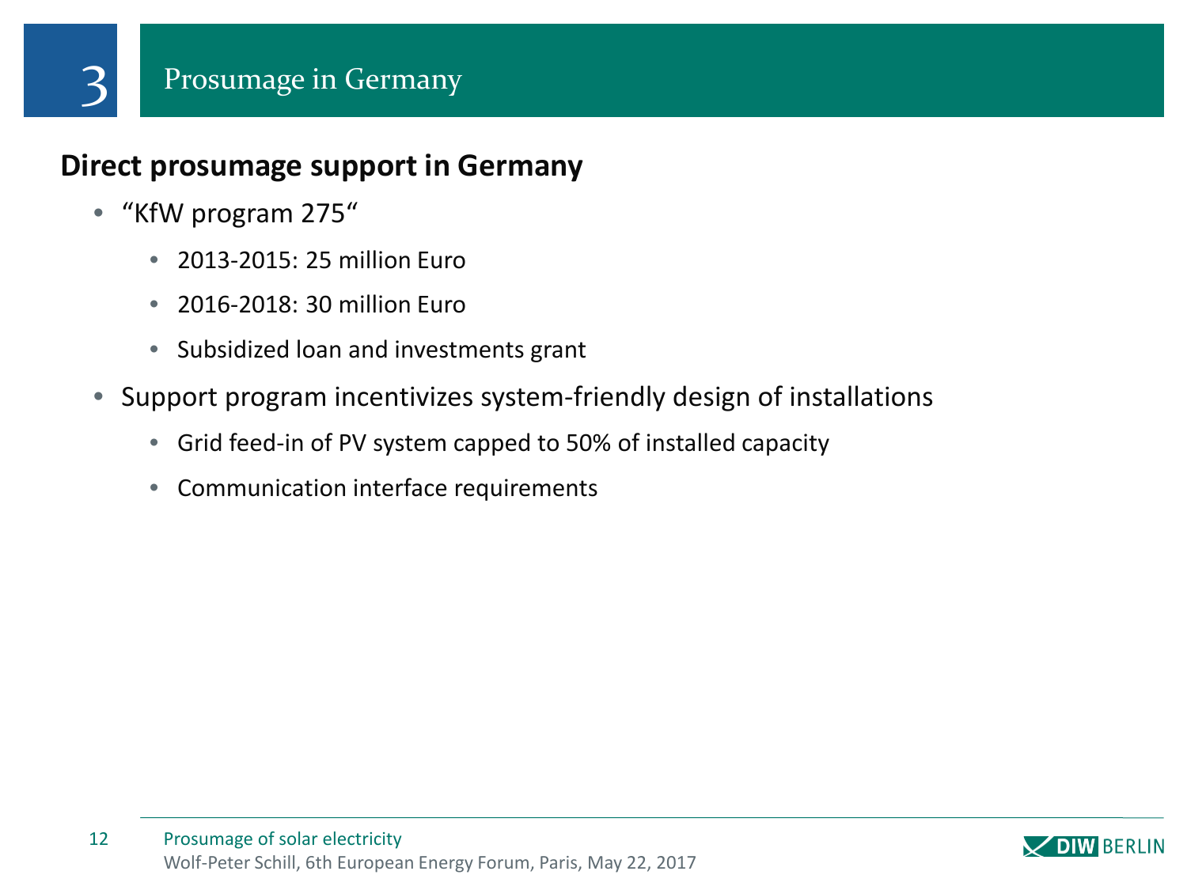# 3 Prosumage in Germany

## Direct prosumage support in Germany

- "KfW program 275"
  - 2013-2015: 25 million Euro
  - 2016-2018: 30 million Euro
  - Subsidized loan and investments grant
- Support program incentivizes system-friendly design of installations
  - Grid feed-in of PV system capped to 50% of installed capacity
  - Communication interface requirements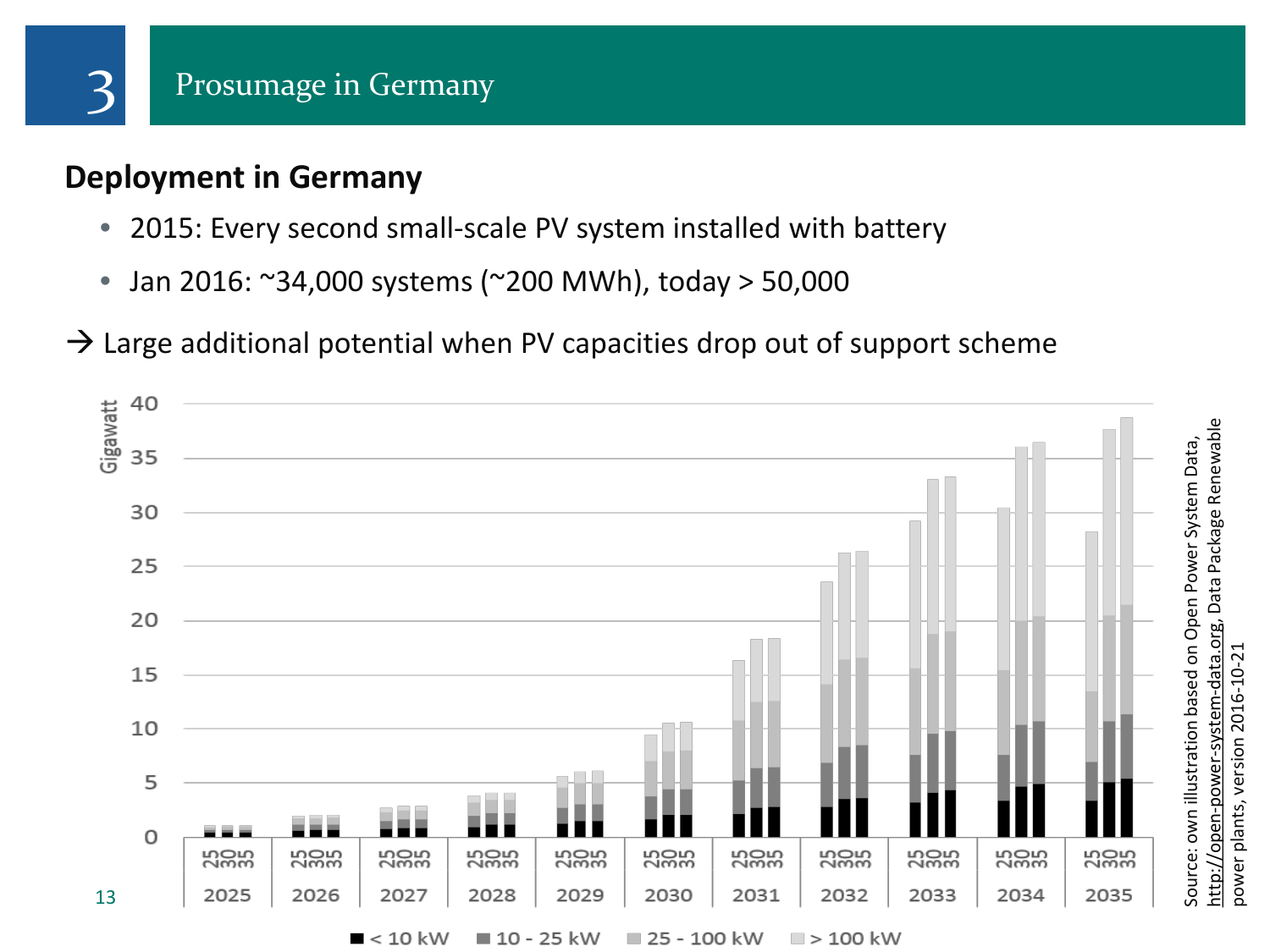## 3 Prosumage in Germany

### Deployment in Germany

- 2015: Every second small-scale PV system installed with battery
- Jan 2016: ~34,000 systems (~200 MWh), today > 50,000

→ Large additional potential when PV capacities drop out of support scheme

Source: own illustration based on Open Power System Data, http://open-power-system-data.org, Data Package Renewable power plants, version 2016-10-21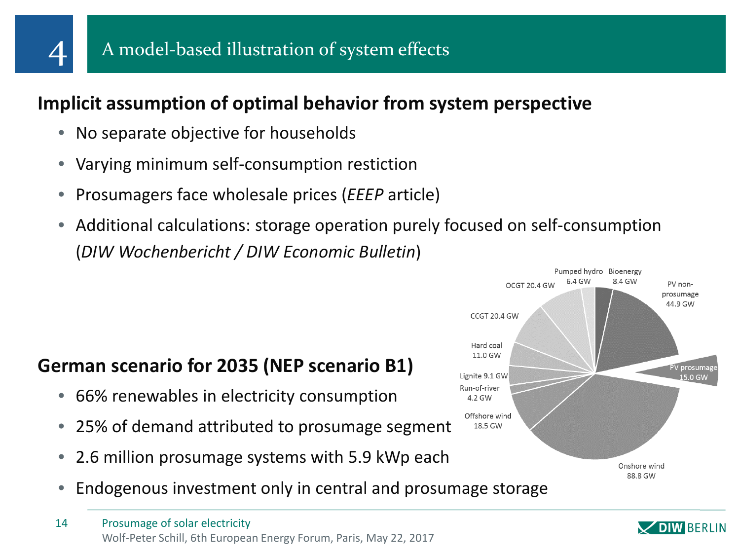# 4 A model-based illustration of system effects

**Implicit assumption of optimal behavior from system perspective**

- No separate objective for households
- Varying minimum self-consumption restiction
- Prosumagers face wholesale prices (*EEEP* article)
- Additional calculations: storage operation purely focused on self-consumption (*DIW Wochenbericht / DIW Economic Bulletin*)

**German scenario for 2035 (NEP scenario B1)**

- 66% renewables in electricity consumption
- 25% of demand attributed to prosumage segment
- 2.6 million prosumage systems with 5.9 kWp each
- Endogenous investment only in central and prosumage storage

Pumped hydro 6.4 GW, Bioenergy 8.4 GW, PV non-prosumage 44.9 GW, PV prosumage 15.0 GW, Onshore wind 88.8 GW, Offshore wind 18.5 GW, Run-of-river 4.2 GW, Lignite 9.1 GW, Hard coal 11.0 GW, CCGT 20.4 GW, OCGT 20.4 GW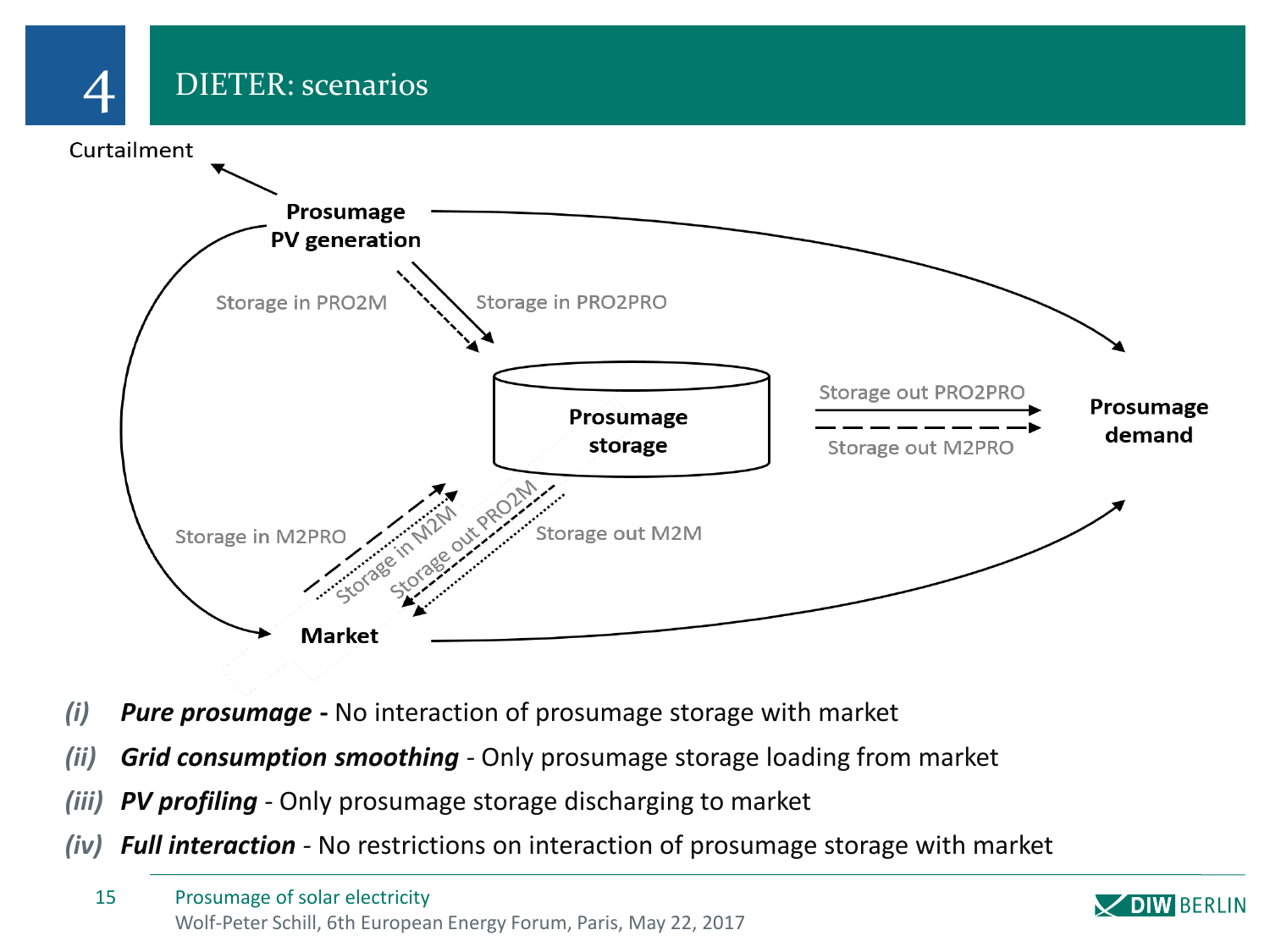# 4 DIETER: scenarios

Curtailment

Prosumage PV generation

Storage in PRO2M

Storage in PRO2PRO

Prosumage storage

Storage out PRO2PRO

Storage out M2PRO

Prosumage demand

Storage in M2PRO

Storage in M2M

Storage out PRO2M

Storage out M2M

Market

- *(i)* ***Pure prosumage*** **-** No interaction of prosumage storage with market
- *(ii)* ***Grid consumption smoothing*** - Only prosumage storage loading from market
- *(iii)* ***PV profiling*** - Only prosumage storage discharging to market
- *(iv)* ***Full interaction*** - No restrictions on interaction of prosumage storage with market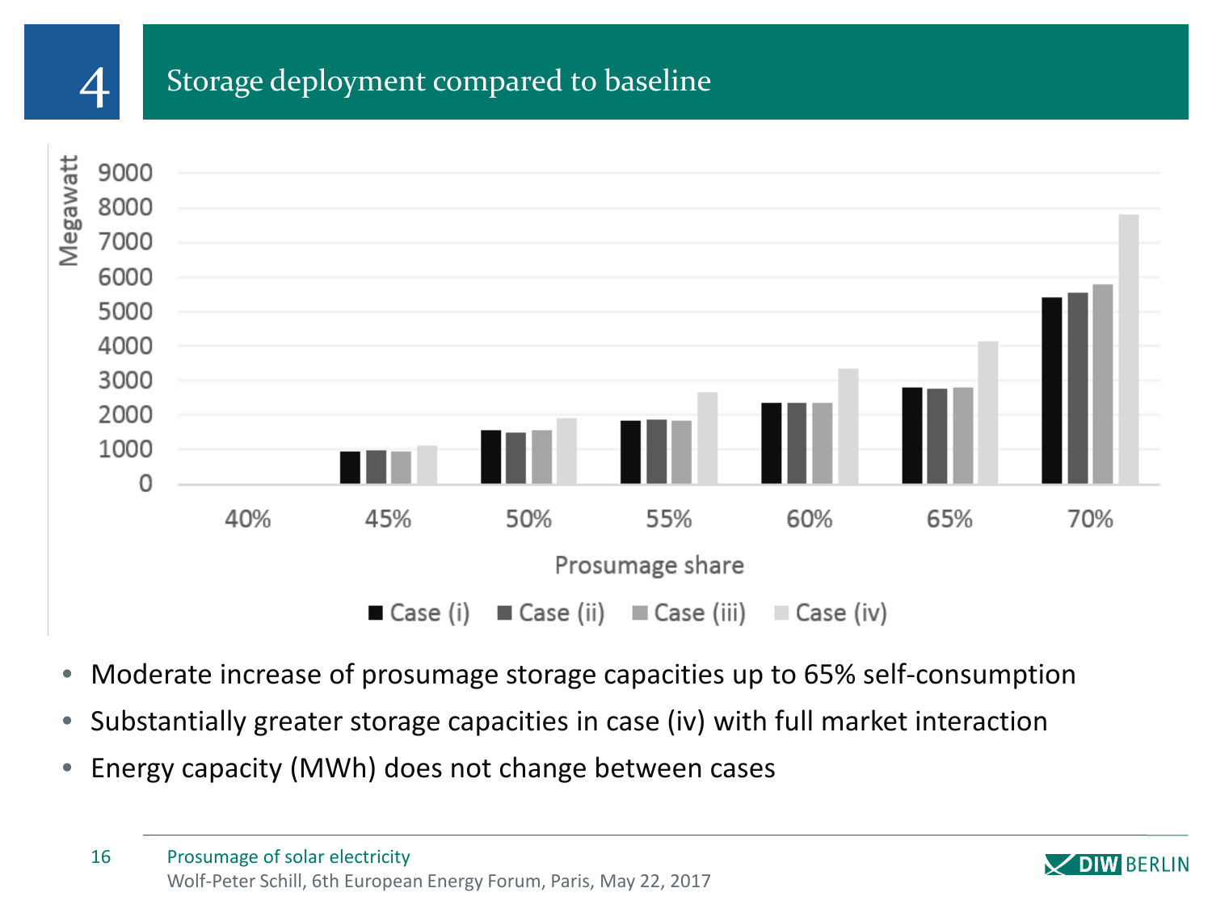# 4 Storage deployment compared to baseline

- Moderate increase of prosumage storage capacities up to 65% self-consumption
- Substantially greater storage capacities in case (iv) with full market interaction
- Energy capacity (MWh) does not change between cases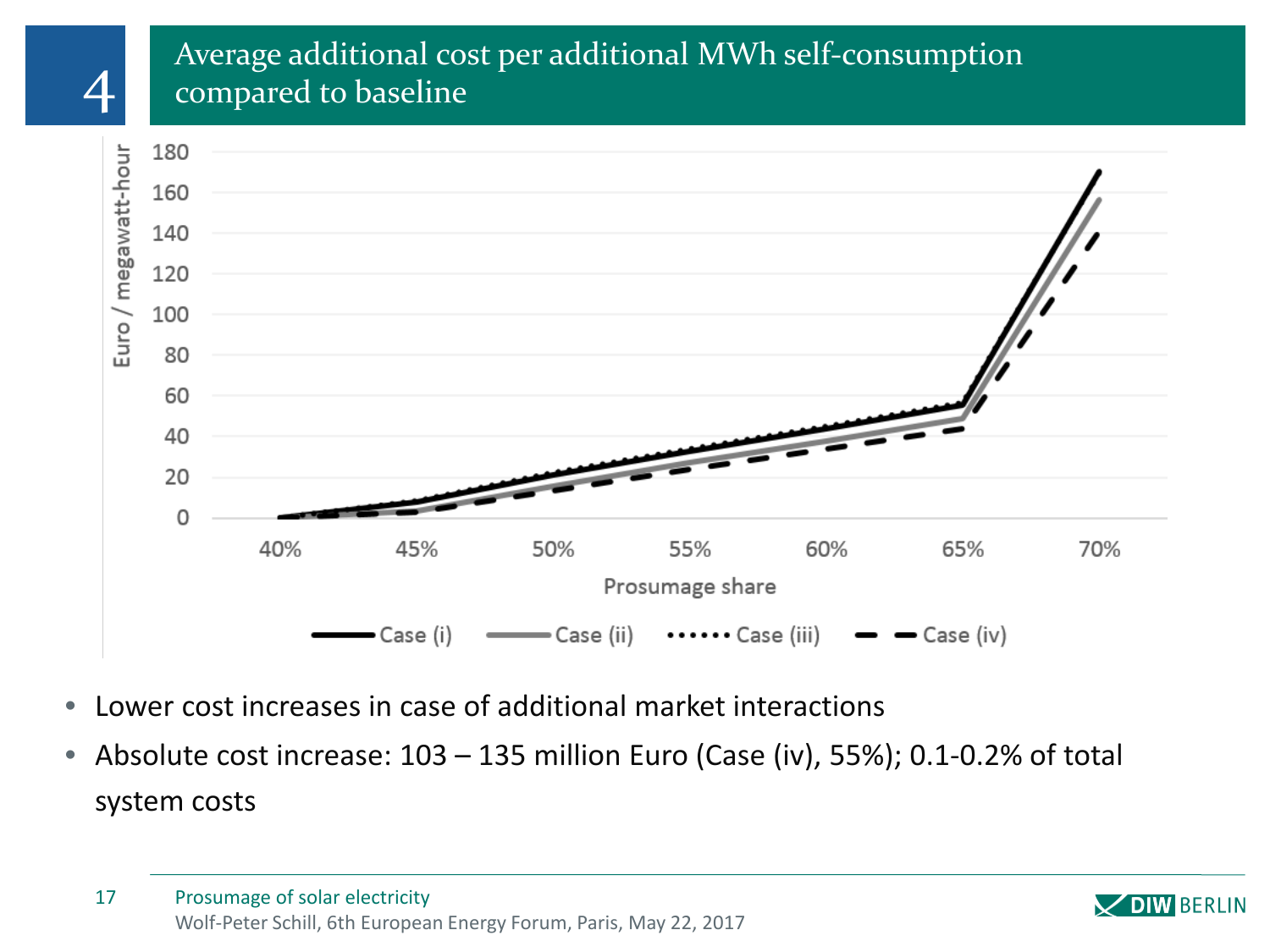# 4 Average additional cost per additional MWh self-consumption compared to baseline

- Lower cost increases in case of additional market interactions
- Absolute cost increase: 103 – 135 million Euro (Case (iv), 55%); 0.1-0.2% of total system costs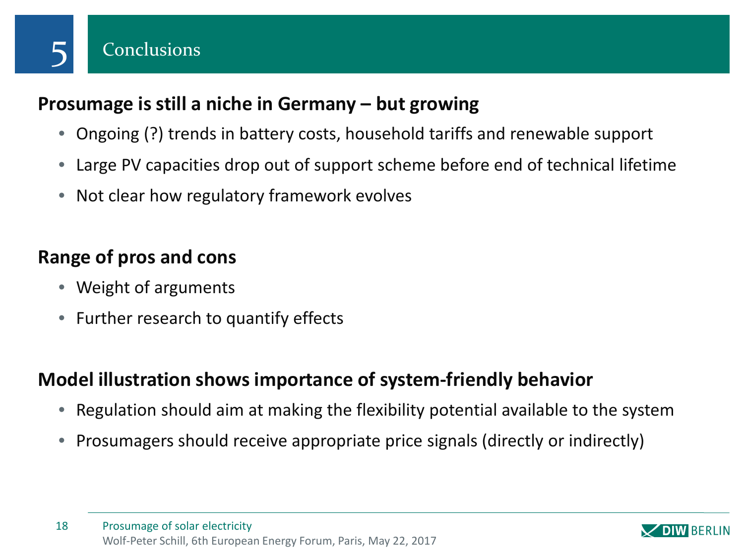# 5 Conclusions

**Prosumage is still a niche in Germany – but growing**

- Ongoing (?) trends in battery costs, household tariffs and renewable support
- Large PV capacities drop out of support scheme before end of technical lifetime
- Not clear how regulatory framework evolves

**Range of pros and cons**

- Weight of arguments
- Further research to quantify effects

**Model illustration shows importance of system-friendly behavior**

- Regulation should aim at making the flexibility potential available to the system
- Prosumagers should receive appropriate price signals (directly or indirectly)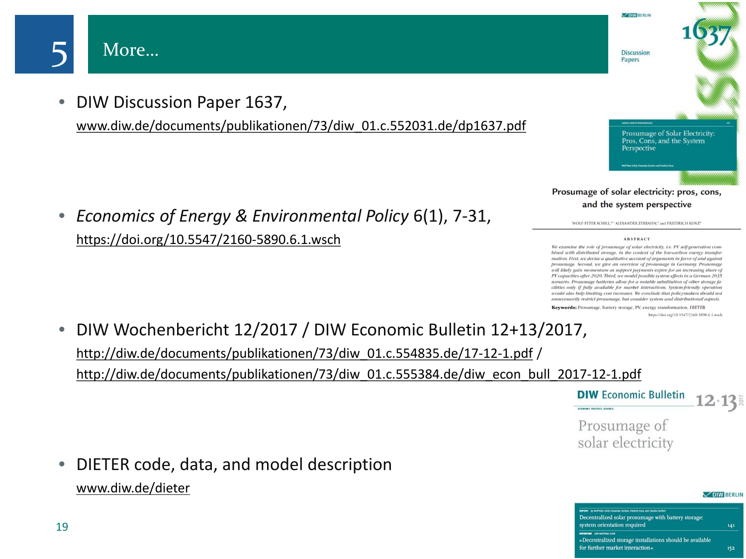# 5 More...

- DIW Discussion Paper 1637,
  www.diw.de/documents/publikationen/73/diw_01.c.552031.de/dp1637.pdf

- *Economics of Energy & Environmental Policy* 6(1), 7-31,
  https://doi.org/10.5547/2160-5890.6.1.wsch

- DIW Wochenbericht 12/2017 / DIW Economic Bulletin 12+13/2017,
  http://diw.de/documents/publikationen/73/diw_01.c.554835.de/17-12-1.pdf /
  http://diw.de/documents/publikationen/73/diw_01.c.555384.de/diw_econ_bull_2017-12-1.pdf

- DIETER code, data, and model description
  www.diw.de/dieter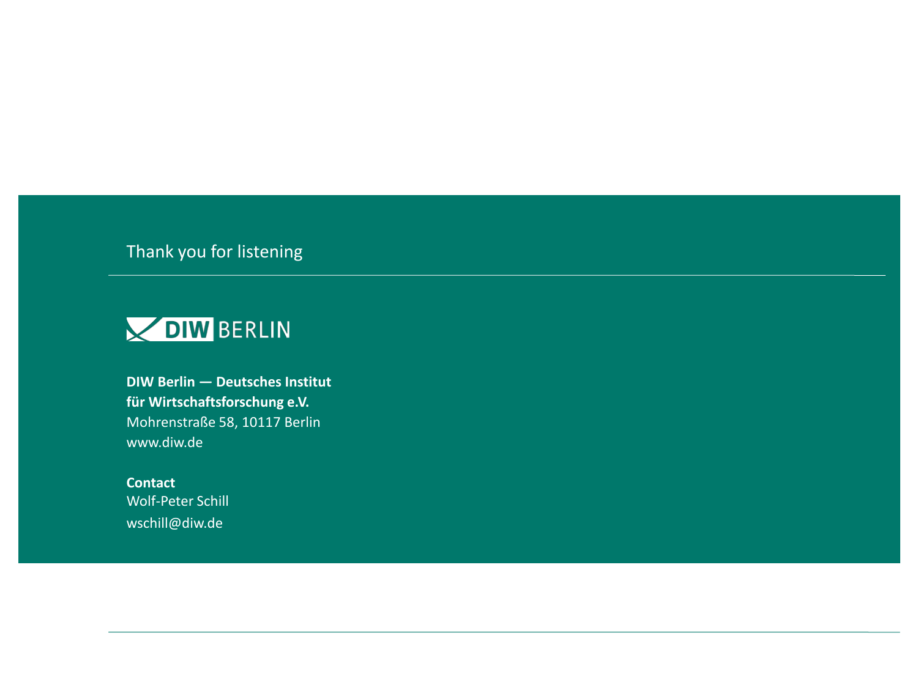Thank you for listening

DIW BERLIN

**DIW Berlin — Deutsches Institut**
**für Wirtschaftsforschung e.V.**
Mohrenstraße 58, 10117 Berlin
www.diw.de

**Contact**
Wolf-Peter Schill
wschill@diw.de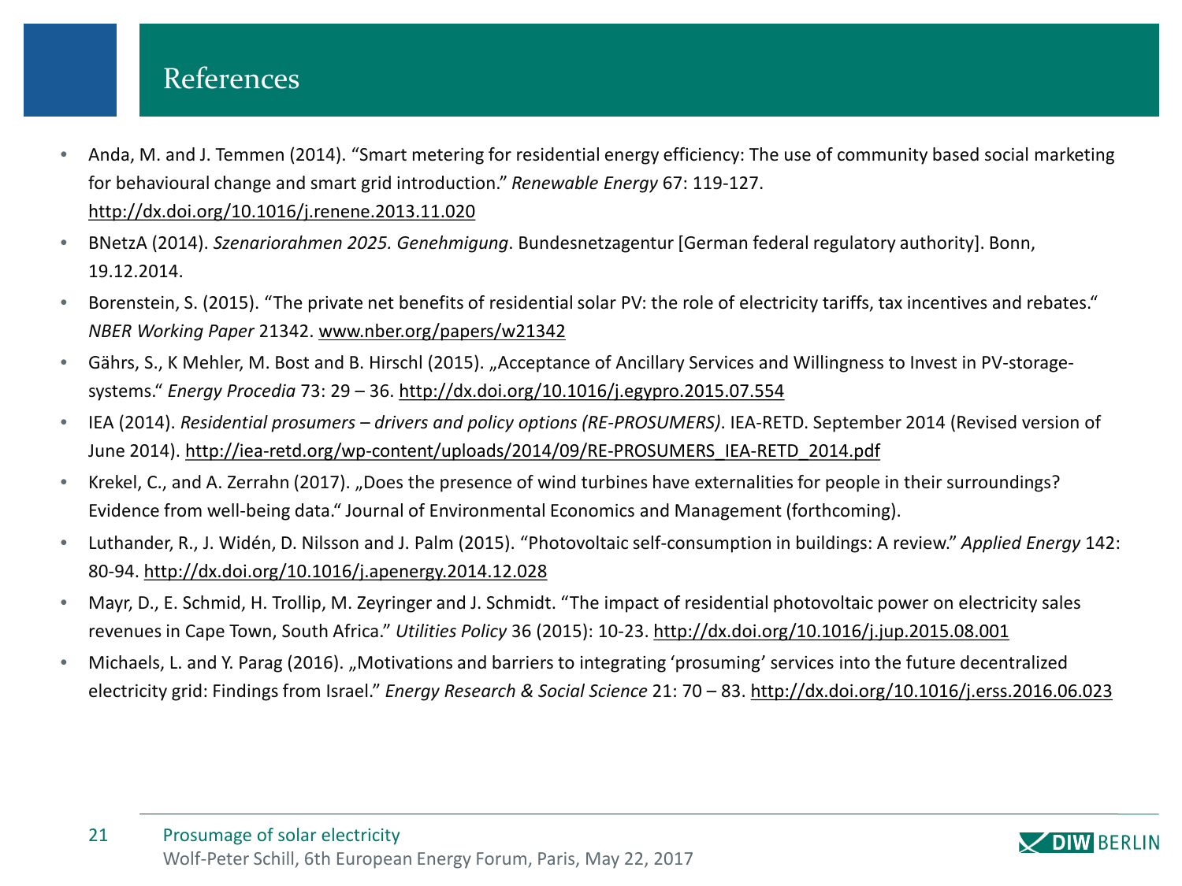# References

- Anda, M. and J. Temmen (2014). "Smart metering for residential energy efficiency: The use of community based social marketing for behavioural change and smart grid introduction." *Renewable Energy* 67: 119-127. http://dx.doi.org/10.1016/j.renene.2013.11.020
- BNetzA (2014). *Szenariorahmen 2025. Genehmigung*. Bundesnetzagentur [German federal regulatory authority]. Bonn, 19.12.2014.
- Borenstein, S. (2015). "The private net benefits of residential solar PV: the role of electricity tariffs, tax incentives and rebates." *NBER Working Paper* 21342. www.nber.org/papers/w21342
- Gährs, S., K Mehler, M. Bost and B. Hirschl (2015). „Acceptance of Ancillary Services and Willingness to Invest in PV-storage-systems." *Energy Procedia* 73: 29 – 36. http://dx.doi.org/10.1016/j.egypro.2015.07.554
- IEA (2014). *Residential prosumers – drivers and policy options (RE-PROSUMERS)*. IEA-RETD. September 2014 (Revised version of June 2014). http://iea-retd.org/wp-content/uploads/2014/09/RE-PROSUMERS_IEA-RETD_2014.pdf
- Krekel, C., and A. Zerrahn (2017). „Does the presence of wind turbines have externalities for people in their surroundings? Evidence from well-being data." Journal of Environmental Economics and Management (forthcoming).
- Luthander, R., J. Widén, D. Nilsson and J. Palm (2015). "Photovoltaic self-consumption in buildings: A review." *Applied Energy* 142: 80-94. http://dx.doi.org/10.1016/j.apenergy.2014.12.028
- Mayr, D., E. Schmid, H. Trollip, M. Zeyringer and J. Schmidt. "The impact of residential photovoltaic power on electricity sales revenues in Cape Town, South Africa." *Utilities Policy* 36 (2015): 10-23. http://dx.doi.org/10.1016/j.jup.2015.08.001
- Michaels, L. and Y. Parag (2016). „Motivations and barriers to integrating 'prosuming' services into the future decentralized electricity grid: Findings from Israel." *Energy Research & Social Science* 21: 70 – 83. http://dx.doi.org/10.1016/j.erss.2016.06.023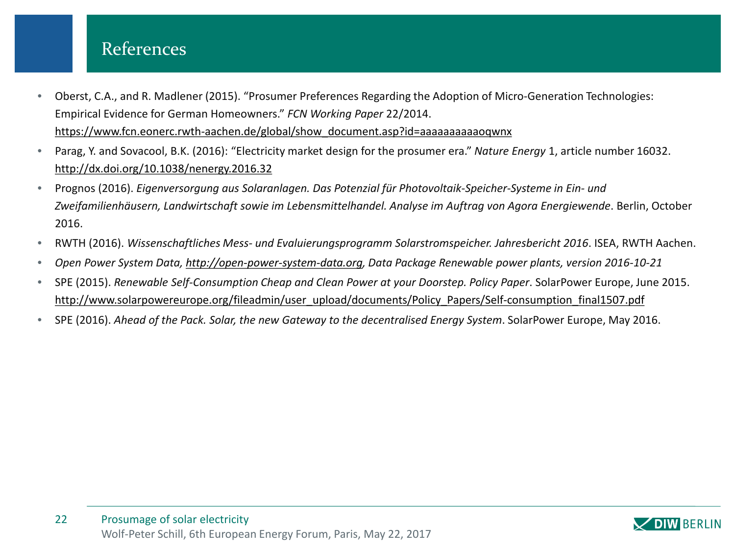# References

- Oberst, C.A., and R. Madlener (2015). "Prosumer Preferences Regarding the Adoption of Micro-Generation Technologies: Empirical Evidence for German Homeowners." *FCN Working Paper* 22/2014. https://www.fcn.eonerc.rwth-aachen.de/global/show_document.asp?id=aaaaaaaaaaoqwnx
- Parag, Y. and Sovacool, B.K. (2016): "Electricity market design for the prosumer era." *Nature Energy* 1, article number 16032. http://dx.doi.org/10.1038/nenergy.2016.32
- Prognos (2016). *Eigenversorgung aus Solaranlagen. Das Potenzial für Photovoltaik-Speicher-Systeme in Ein- und Zweifamilienhäusern, Landwirtschaft sowie im Lebensmittelhandel. Analyse im Auftrag von Agora Energiewende*. Berlin, October 2016.
- RWTH (2016). *Wissenschaftliches Mess- und Evaluierungsprogramm Solarstromspeicher. Jahresbericht 2016*. ISEA, RWTH Aachen.
- *Open Power System Data, http://open-power-system-data.org, Data Package Renewable power plants, version 2016-10-21*
- SPE (2015). *Renewable Self-Consumption Cheap and Clean Power at your Doorstep. Policy Paper*. SolarPower Europe, June 2015. http://www.solarpowereurope.org/fileadmin/user_upload/documents/Policy_Papers/Self-consumption_final1507.pdf
- SPE (2016). *Ahead of the Pack. Solar, the new Gateway to the decentralised Energy System*. SolarPower Europe, May 2016.